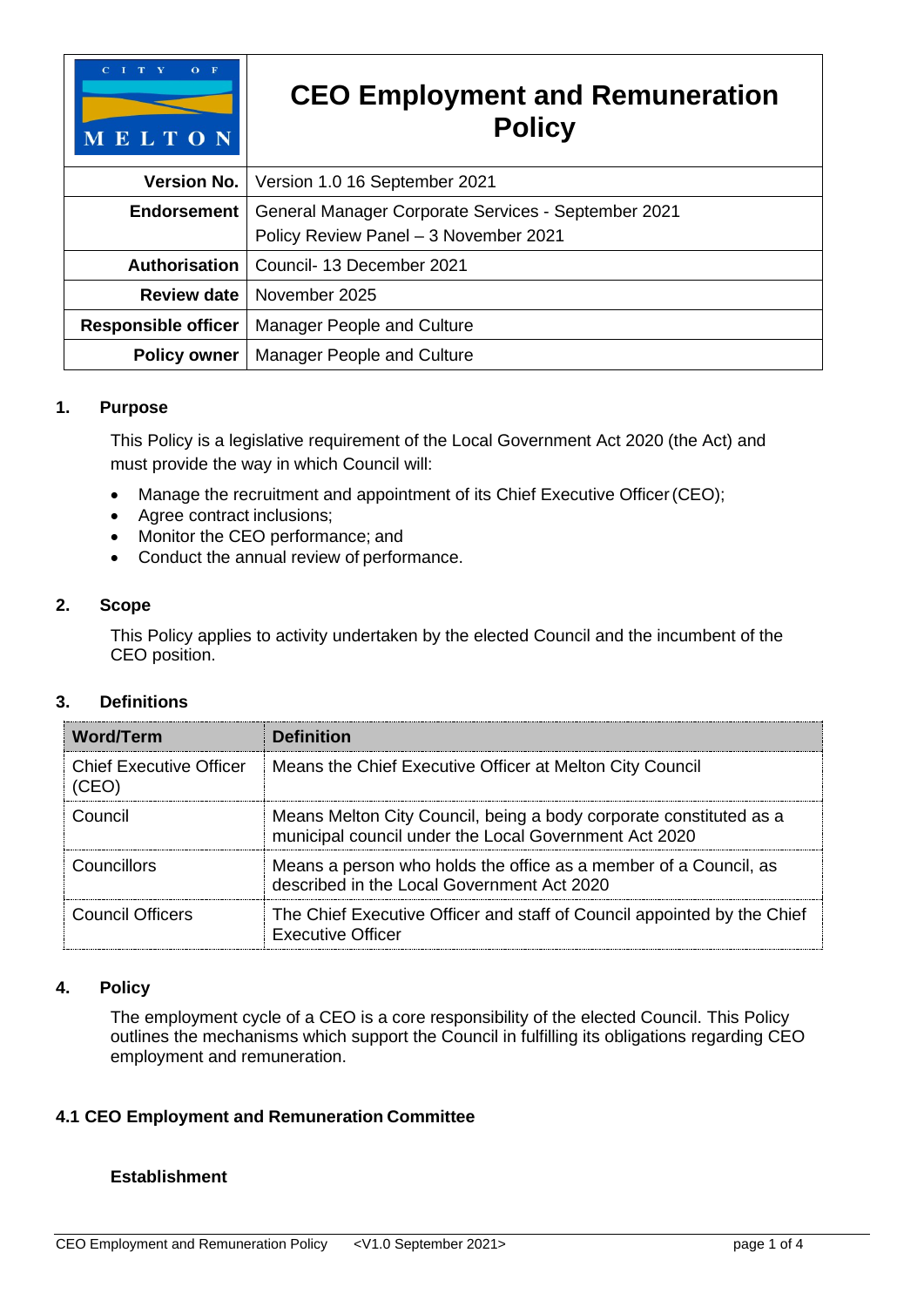| CITY OF MELTON | CEO Employment and Remuneration Policy |
|---|---|
| **Version No.** | Version 1.0 16 September 2021 |
| **Endorsement** | General Manager Corporate Services - September 2021<br>Policy Review Panel – 3 November 2021 |
| **Authorisation** | Council- 13 December 2021 |
| **Review date** | November 2025 |
| **Responsible officer** | Manager People and Culture |
| **Policy owner** | Manager People and Culture |

## 1. Purpose

This Policy is a legislative requirement of the Local Government Act 2020 (the Act) and must provide the way in which Council will:

- Manage the recruitment and appointment of its Chief Executive Officer (CEO);
- Agree contract inclusions;
- Monitor the CEO performance; and
- Conduct the annual review of performance.

## 2. Scope

This Policy applies to activity undertaken by the elected Council and the incumbent of the CEO position.

## 3. Definitions

| Word/Term | Definition |
|---|---|
| Chief Executive Officer (CEO) | Means the Chief Executive Officer at Melton City Council |
| Council | Means Melton City Council, being a body corporate constituted as a municipal council under the Local Government Act 2020 |
| Councillors | Means a person who holds the office as a member of a Council, as described in the Local Government Act 2020 |
| Council Officers | The Chief Executive Officer and staff of Council appointed by the Chief Executive Officer |

## 4. Policy

The employment cycle of a CEO is a core responsibility of the elected Council. This Policy outlines the mechanisms which support the Council in fulfilling its obligations regarding CEO employment and remuneration.

### 4.1 CEO Employment and Remuneration Committee

**Establishment**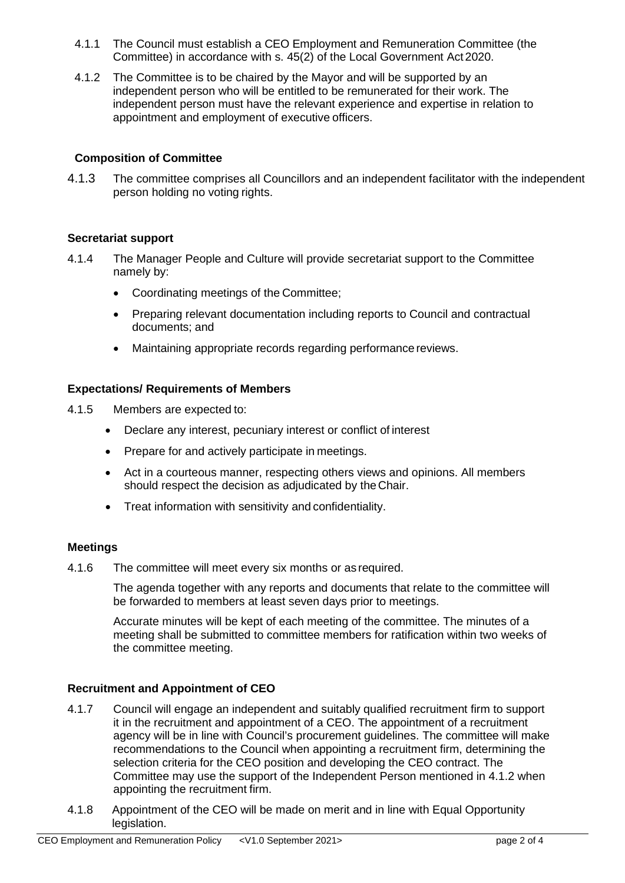4.1.1 The Council must establish a CEO Employment and Remuneration Committee (the Committee) in accordance with s. 45(2) of the Local Government Act 2020.

4.1.2 The Committee is to be chaired by the Mayor and will be supported by an independent person who will be entitled to be remunerated for their work. The independent person must have the relevant experience and expertise in relation to appointment and employment of executive officers.

**Composition of Committee**

4.1.3 The committee comprises all Councillors and an independent facilitator with the independent person holding no voting rights.

**Secretariat support**

4.1.4 The Manager People and Culture will provide secretariat support to the Committee namely by:

- Coordinating meetings of the Committee;
- Preparing relevant documentation including reports to Council and contractual documents; and
- Maintaining appropriate records regarding performance reviews.

**Expectations/ Requirements of Members**

4.1.5 Members are expected to:

- Declare any interest, pecuniary interest or conflict of interest
- Prepare for and actively participate in meetings.
- Act in a courteous manner, respecting others views and opinions. All members should respect the decision as adjudicated by the Chair.
- Treat information with sensitivity and confidentiality.

**Meetings**

4.1.6 The committee will meet every six months or as required.

The agenda together with any reports and documents that relate to the committee will be forwarded to members at least seven days prior to meetings.

Accurate minutes will be kept of each meeting of the committee. The minutes of a meeting shall be submitted to committee members for ratification within two weeks of the committee meeting.

**Recruitment and Appointment of CEO**

4.1.7 Council will engage an independent and suitably qualified recruitment firm to support it in the recruitment and appointment of a CEO. The appointment of a recruitment agency will be in line with Council's procurement guidelines. The committee will make recommendations to the Council when appointing a recruitment firm, determining the selection criteria for the CEO position and developing the CEO contract. The Committee may use the support of the Independent Person mentioned in 4.1.2 when appointing the recruitment firm.

4.1.8 Appointment of the CEO will be made on merit and in line with Equal Opportunity legislation.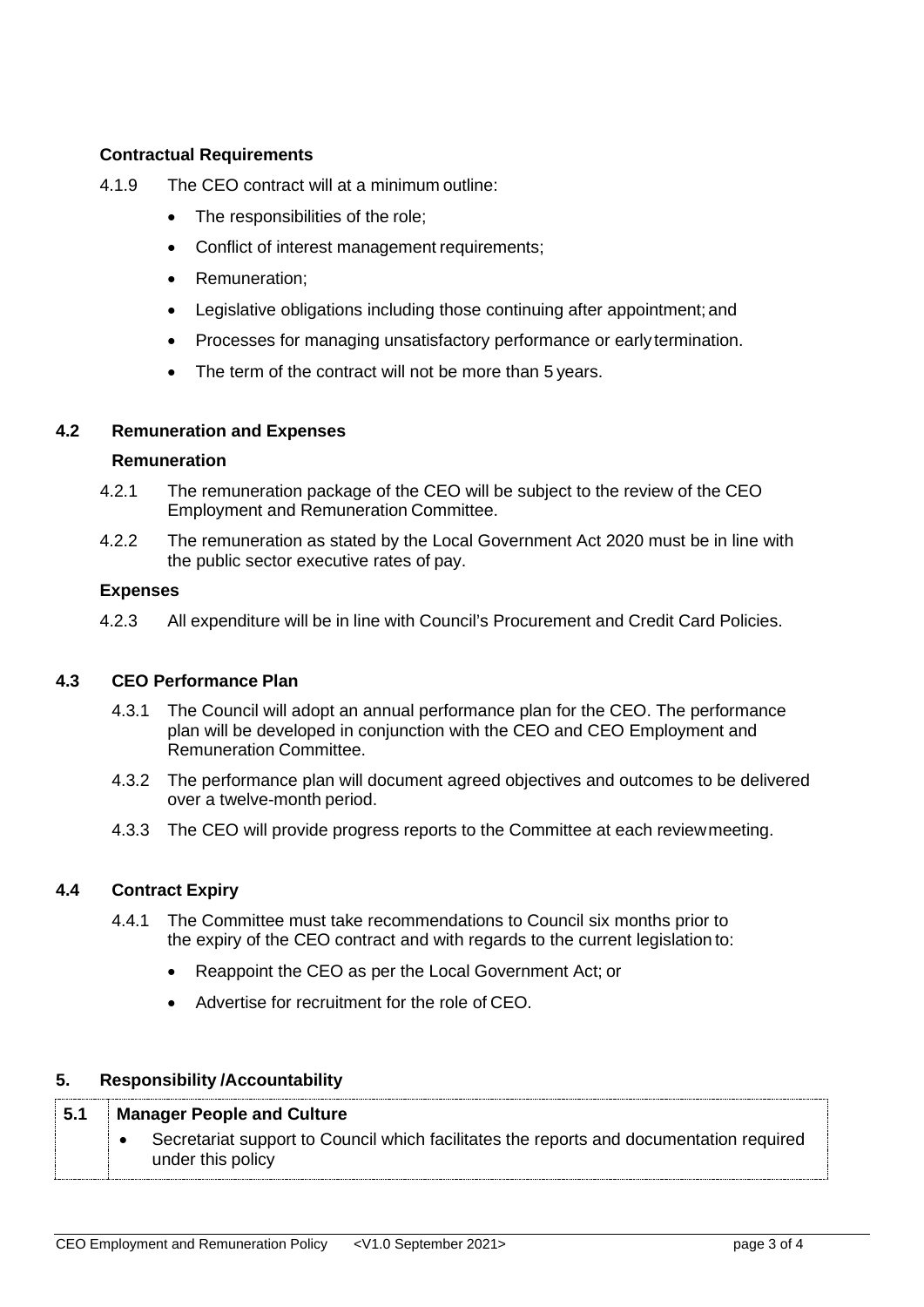**Contractual Requirements**

4.1.9 The CEO contract will at a minimum outline:

- The responsibilities of the role;
- Conflict of interest management requirements;
- Remuneration;
- Legislative obligations including those continuing after appointment; and
- Processes for managing unsatisfactory performance or early termination.
- The term of the contract will not be more than 5 years.

## 4.2 Remuneration and Expenses

**Remuneration**

4.2.1 The remuneration package of the CEO will be subject to the review of the CEO Employment and Remuneration Committee.

4.2.2 The remuneration as stated by the Local Government Act 2020 must be in line with the public sector executive rates of pay.

**Expenses**

4.2.3 All expenditure will be in line with Council's Procurement and Credit Card Policies.

## 4.3 CEO Performance Plan

4.3.1 The Council will adopt an annual performance plan for the CEO. The performance plan will be developed in conjunction with the CEO and CEO Employment and Remuneration Committee.

4.3.2 The performance plan will document agreed objectives and outcomes to be delivered over a twelve-month period.

4.3.3 The CEO will provide progress reports to the Committee at each review meeting.

## 4.4 Contract Expiry

4.4.1 The Committee must take recommendations to Council six months prior to the expiry of the CEO contract and with regards to the current legislation to:

- Reappoint the CEO as per the Local Government Act; or
- Advertise for recruitment for the role of CEO.

# 5. Responsibility /Accountability

| 5.1 | **Manager People and Culture** |
|---|---|
| | • Secretariat support to Council which facilitates the reports and documentation required under this policy |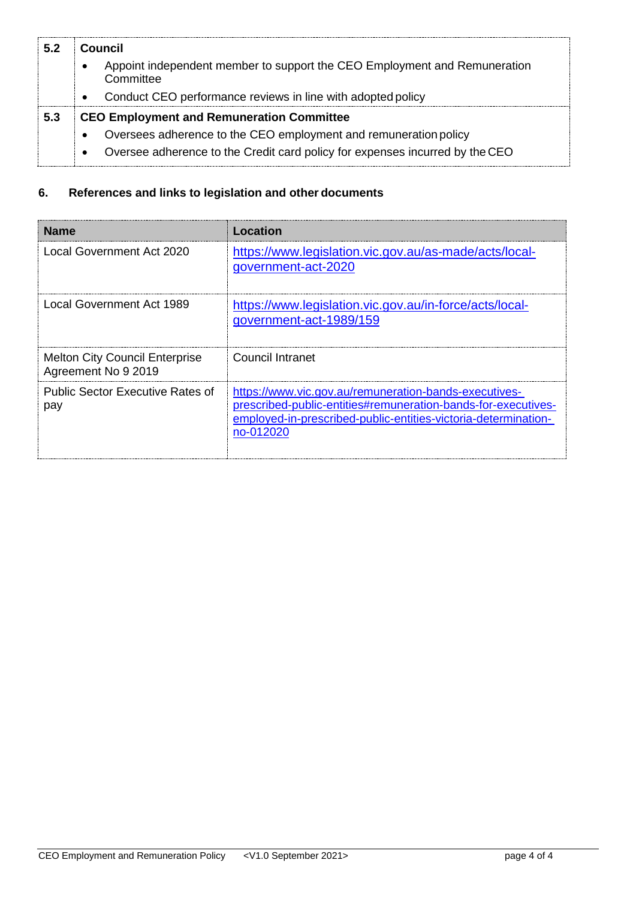| | |
|---|---|
| **5.2** | **Council**<br>• Appoint independent member to support the CEO Employment and Remuneration Committee<br>• Conduct CEO performance reviews in line with adopted policy |
| **5.3** | **CEO Employment and Remuneration Committee**<br>• Oversees adherence to the CEO employment and remuneration policy<br>• Oversee adherence to the Credit card policy for expenses incurred by the CEO |

## 6. References and links to legislation and other documents

| Name | Location |
|---|---|
| Local Government Act 2020 | https://www.legislation.vic.gov.au/as-made/acts/local-government-act-2020 |
| Local Government Act 1989 | https://www.legislation.vic.gov.au/in-force/acts/local-government-act-1989/159 |
| Melton City Council Enterprise Agreement No 9 2019 | Council Intranet |
| Public Sector Executive Rates of pay | https://www.vic.gov.au/remuneration-bands-executives-prescribed-public-entities#remuneration-bands-for-executives-employed-in-prescribed-public-entities-victoria-determination-no-012020 |